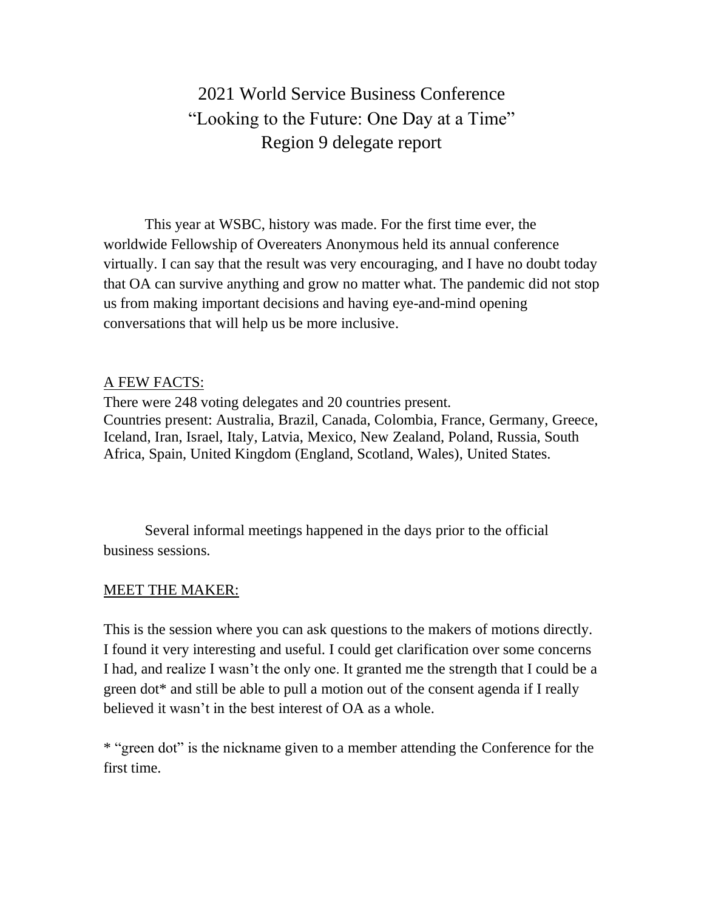# 2021 World Service Business Conference
# “Looking to the Future: One Day at a Time”
# Region 9 delegate report

This year at WSBC, history was made. For the first time ever, the worldwide Fellowship of Overeaters Anonymous held its annual conference virtually. I can say that the result was very encouraging, and I have no doubt today that OA can survive anything and grow no matter what. The pandemic did not stop us from making important decisions and having eye-and-mind opening conversations that will help us be more inclusive.

## A FEW FACTS:

There were 248 voting delegates and 20 countries present.
Countries present: Australia, Brazil, Canada, Colombia, France, Germany, Greece, Iceland, Iran, Israel, Italy, Latvia, Mexico, New Zealand, Poland, Russia, South Africa, Spain, United Kingdom (England, Scotland, Wales), United States.

Several informal meetings happened in the days prior to the official business sessions.

## MEET THE MAKER:

This is the session where you can ask questions to the makers of motions directly. I found it very interesting and useful. I could get clarification over some concerns I had, and realize I wasn’t the only one. It granted me the strength that I could be a green dot* and still be able to pull a motion out of the consent agenda if I really believed it wasn’t in the best interest of OA as a whole.

* “green dot” is the nickname given to a member attending the Conference for the first time.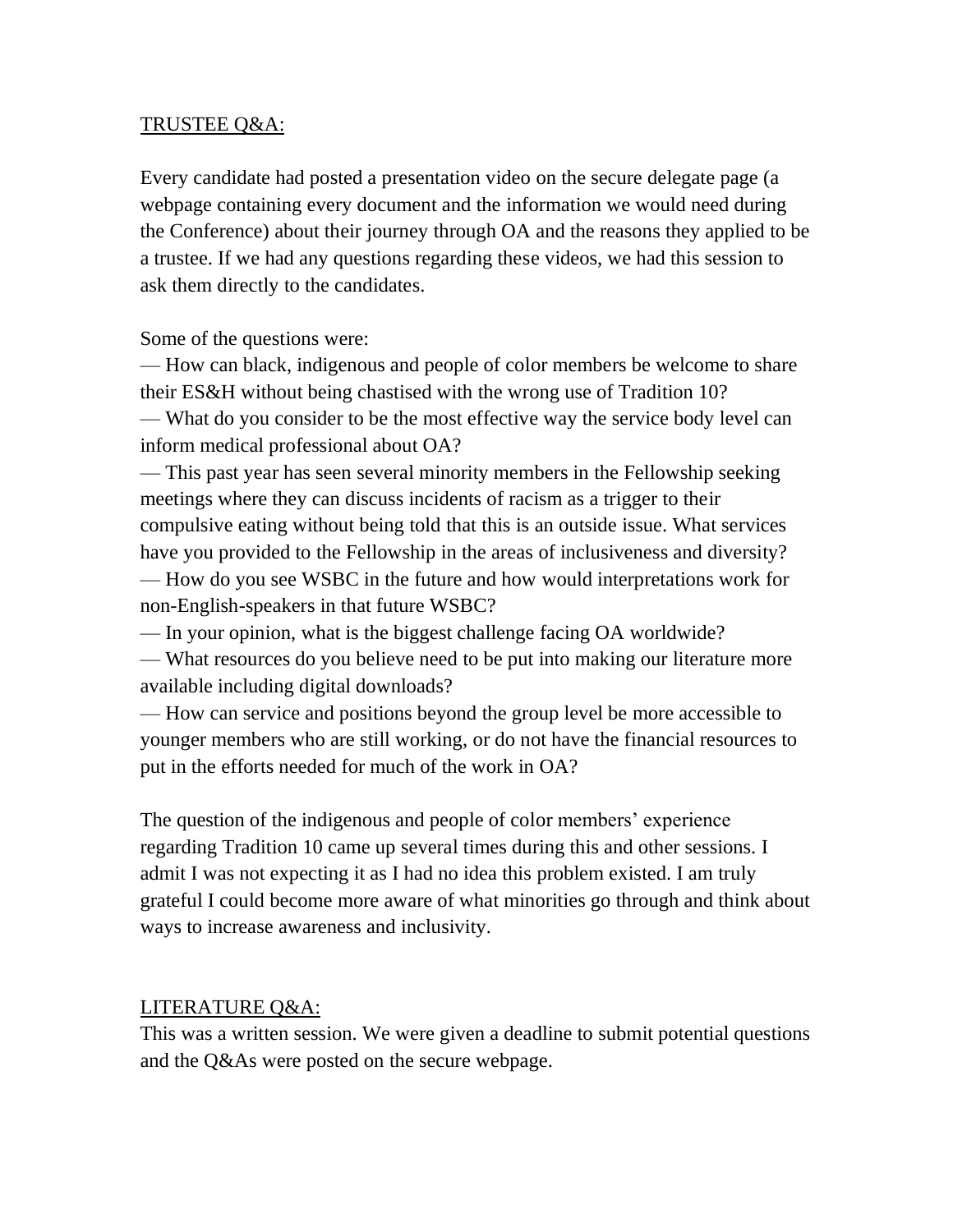TRUSTEE Q&A:

Every candidate had posted a presentation video on the secure delegate page (a webpage containing every document and the information we would need during the Conference) about their journey through OA and the reasons they applied to be a trustee. If we had any questions regarding these videos, we had this session to ask them directly to the candidates.

Some of the questions were:

— How can black, indigenous and people of color members be welcome to share their ES&H without being chastised with the wrong use of Tradition 10?
— What do you consider to be the most effective way the service body level can inform medical professional about OA?
— This past year has seen several minority members in the Fellowship seeking meetings where they can discuss incidents of racism as a trigger to their compulsive eating without being told that this is an outside issue. What services have you provided to the Fellowship in the areas of inclusiveness and diversity?
— How do you see WSBC in the future and how would interpretations work for non-English-speakers in that future WSBC?
— In your opinion, what is the biggest challenge facing OA worldwide?
— What resources do you believe need to be put into making our literature more available including digital downloads?
— How can service and positions beyond the group level be more accessible to younger members who are still working, or do not have the financial resources to put in the efforts needed for much of the work in OA?

The question of the indigenous and people of color members' experience regarding Tradition 10 came up several times during this and other sessions. I admit I was not expecting it as I had no idea this problem existed. I am truly grateful I could become more aware of what minorities go through and think about ways to increase awareness and inclusivity.

LITERATURE Q&A:

This was a written session. We were given a deadline to submit potential questions and the Q&As were posted on the secure webpage.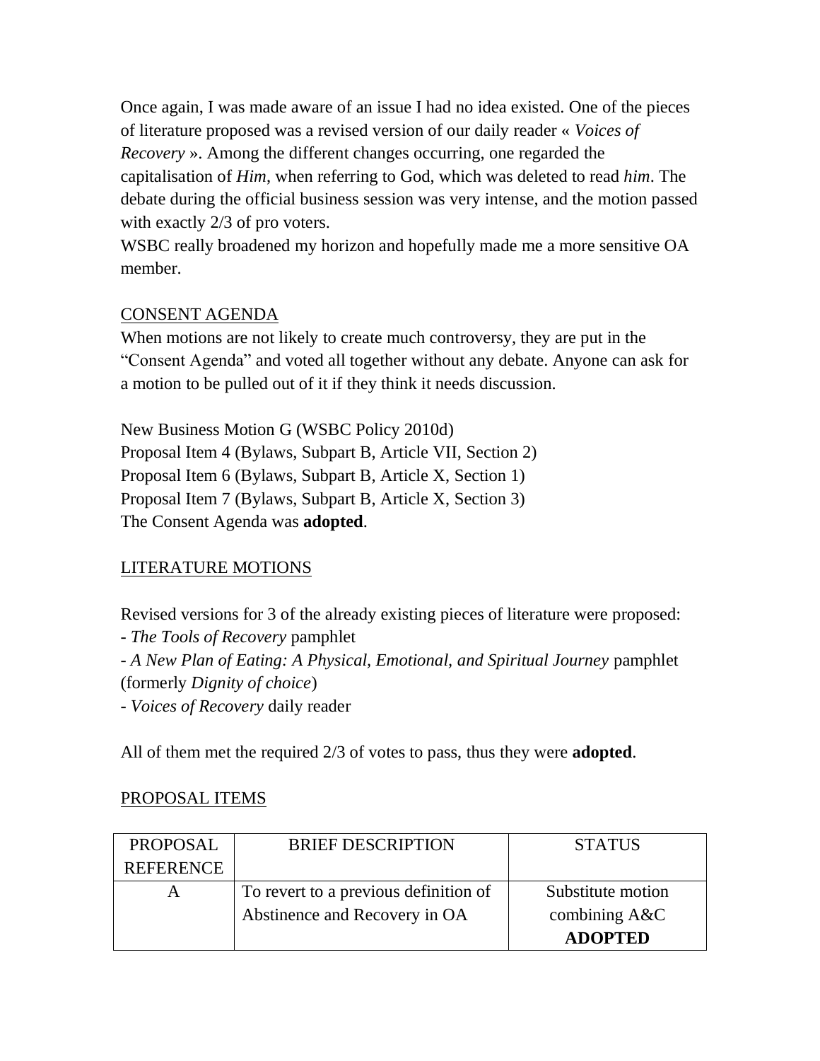Once again, I was made aware of an issue I had no idea existed. One of the pieces of literature proposed was a revised version of our daily reader « *Voices of Recovery* ». Among the different changes occurring, one regarded the capitalisation of *Him*, when referring to God, which was deleted to read *him*. The debate during the official business session was very intense, and the motion passed with exactly 2/3 of pro voters.

WSBC really broadened my horizon and hopefully made me a more sensitive OA member.

## CONSENT AGENDA

When motions are not likely to create much controversy, they are put in the "Consent Agenda" and voted all together without any debate. Anyone can ask for a motion to be pulled out of it if they think it needs discussion.

New Business Motion G (WSBC Policy 2010d)
Proposal Item 4 (Bylaws, Subpart B, Article VII, Section 2)
Proposal Item 6 (Bylaws, Subpart B, Article X, Section 1)
Proposal Item 7 (Bylaws, Subpart B, Article X, Section 3)
The Consent Agenda was **adopted**.

## LITERATURE MOTIONS

Revised versions for 3 of the already existing pieces of literature were proposed:

- *The Tools of Recovery* pamphlet
- *A New Plan of Eating: A Physical, Emotional, and Spiritual Journey* pamphlet (formerly *Dignity of choice*)
- *Voices of Recovery* daily reader

All of them met the required 2/3 of votes to pass, thus they were **adopted**.

## PROPOSAL ITEMS

| PROPOSAL REFERENCE | BRIEF DESCRIPTION | STATUS |
| --- | --- | --- |
| A | To revert to a previous definition of Abstinence and Recovery in OA | Substitute motion combining A&C **ADOPTED** |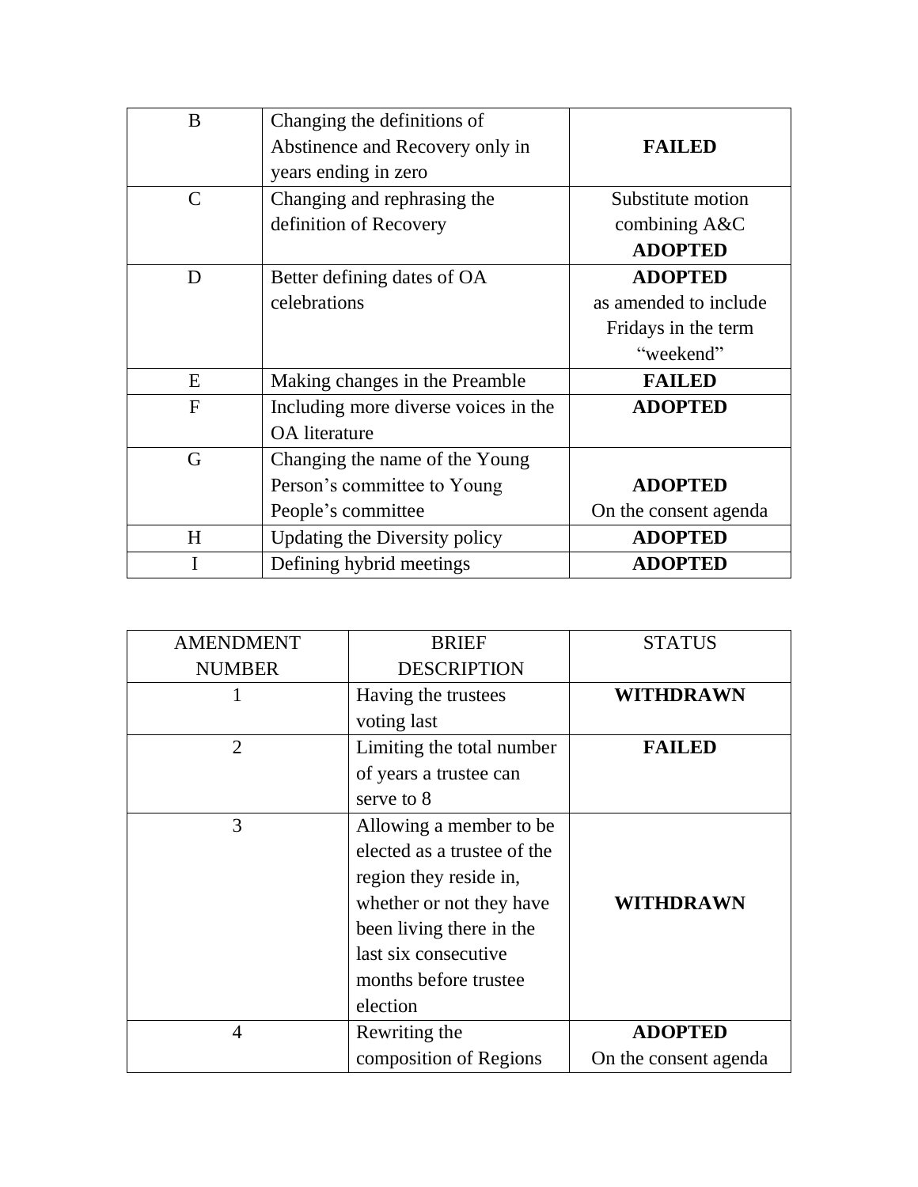| | | |
|---|---|---|
| B | Changing the definitions of Abstinence and Recovery only in years ending in zero | **FAILED** |
| C | Changing and rephrasing the definition of Recovery | Substitute motion combining A&C **ADOPTED** |
| D | Better defining dates of OA celebrations | **ADOPTED** as amended to include Fridays in the term “weekend” |
| E | Making changes in the Preamble | **FAILED** |
| F | Including more diverse voices in the OA literature | **ADOPTED** |
| G | Changing the name of the Young Person’s committee to Young People’s committee | **ADOPTED** On the consent agenda |
| H | Updating the Diversity policy | **ADOPTED** |
| I | Defining hybrid meetings | **ADOPTED** |

| AMENDMENT NUMBER | BRIEF DESCRIPTION | STATUS |
|---|---|---|
| 1 | Having the trustees voting last | **WITHDRAWN** |
| 2 | Limiting the total number of years a trustee can serve to 8 | **FAILED** |
| 3 | Allowing a member to be elected as a trustee of the region they reside in, whether or not they have been living there in the last six consecutive months before trustee election | **WITHDRAWN** |
| 4 | Rewriting the composition of Regions | **ADOPTED** On the consent agenda |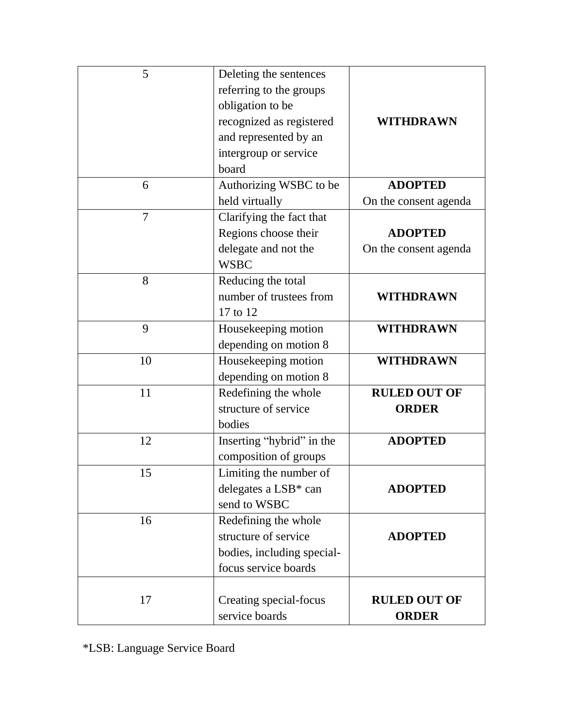| 5 | Deleting the sentences referring to the groups obligation to be recognized as registered and represented by an intergroup or service board | **WITHDRAWN** |
|---|---|---|
| 6 | Authorizing WSBC to be held virtually | **ADOPTED** On the consent agenda |
| 7 | Clarifying the fact that Regions choose their delegate and not the WSBC | **ADOPTED** On the consent agenda |
| 8 | Reducing the total number of trustees from 17 to 12 | **WITHDRAWN** |
| 9 | Housekeeping motion depending on motion 8 | **WITHDRAWN** |
| 10 | Housekeeping motion depending on motion 8 | **WITHDRAWN** |
| 11 | Redefining the whole structure of service bodies | **RULED OUT OF ORDER** |
| 12 | Inserting "hybrid" in the composition of groups | **ADOPTED** |
| 15 | Limiting the number of delegates a LSB* can send to WSBC | **ADOPTED** |
| 16 | Redefining the whole structure of service bodies, including special-focus service boards | **ADOPTED** |
| 17 | Creating special-focus service boards | **RULED OUT OF ORDER** |

*LSB: Language Service Board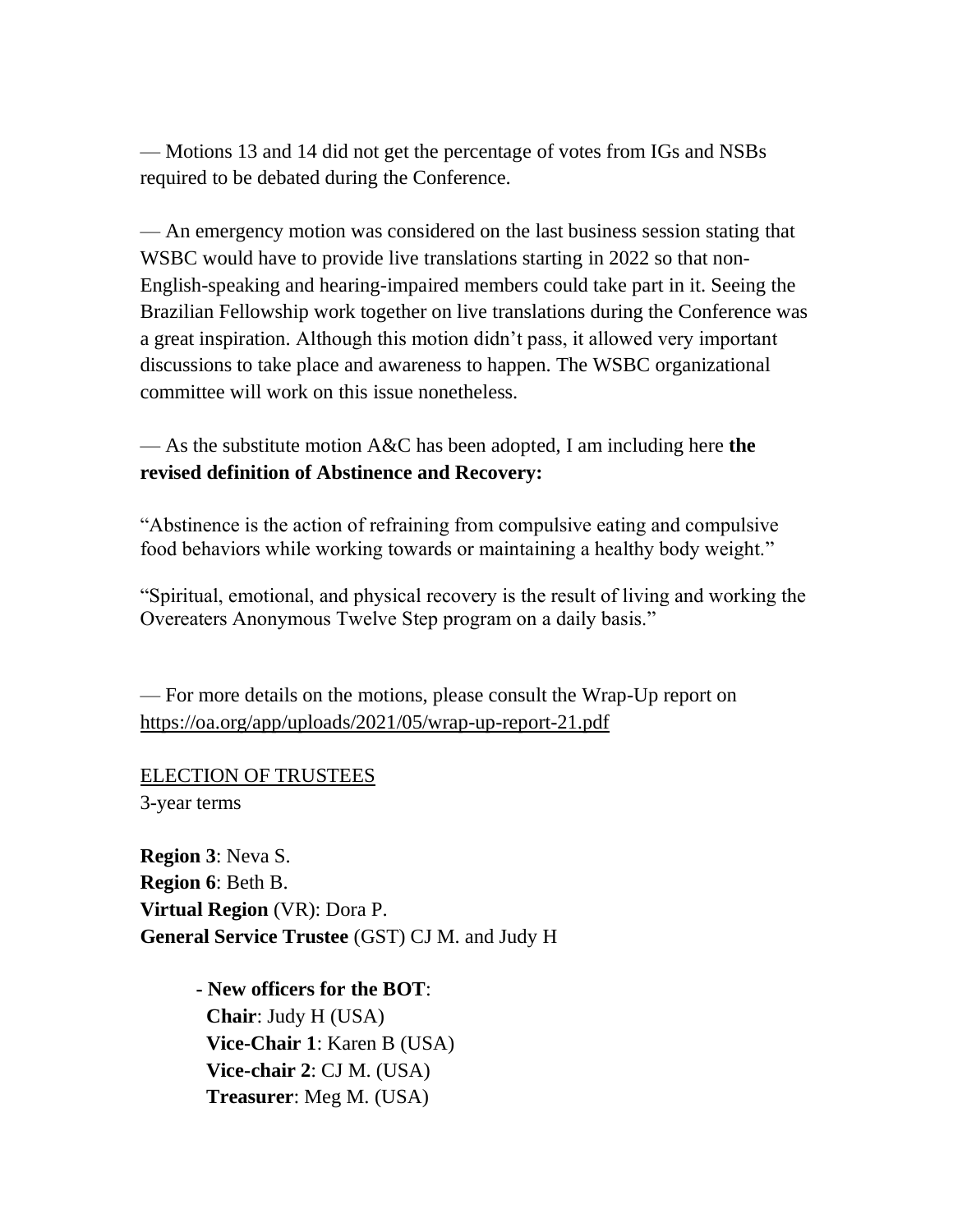— Motions 13 and 14 did not get the percentage of votes from IGs and NSBs required to be debated during the Conference.

— An emergency motion was considered on the last business session stating that WSBC would have to provide live translations starting in 2022 so that non-English-speaking and hearing-impaired members could take part in it. Seeing the Brazilian Fellowship work together on live translations during the Conference was a great inspiration. Although this motion didn't pass, it allowed very important discussions to take place and awareness to happen. The WSBC organizational committee will work on this issue nonetheless.

— As the substitute motion A&C has been adopted, I am including here **the revised definition of Abstinence and Recovery:**

"Abstinence is the action of refraining from compulsive eating and compulsive food behaviors while working towards or maintaining a healthy body weight."

"Spiritual, emotional, and physical recovery is the result of living and working the Overeaters Anonymous Twelve Step program on a daily basis."

— For more details on the motions, please consult the Wrap-Up report on https://oa.org/app/uploads/2021/05/wrap-up-report-21.pdf

ELECTION OF TRUSTEES
3-year terms

**Region 3**: Neva S.
**Region 6**: Beth B.
**Virtual Region** (VR): Dora P.
**General Service Trustee** (GST) CJ M. and Judy H

- **New officers for the BOT**:
  **Chair**: Judy H (USA)
  **Vice-Chair 1**: Karen B (USA)
  **Vice-chair 2**: CJ M. (USA)
  **Treasurer**: Meg M. (USA)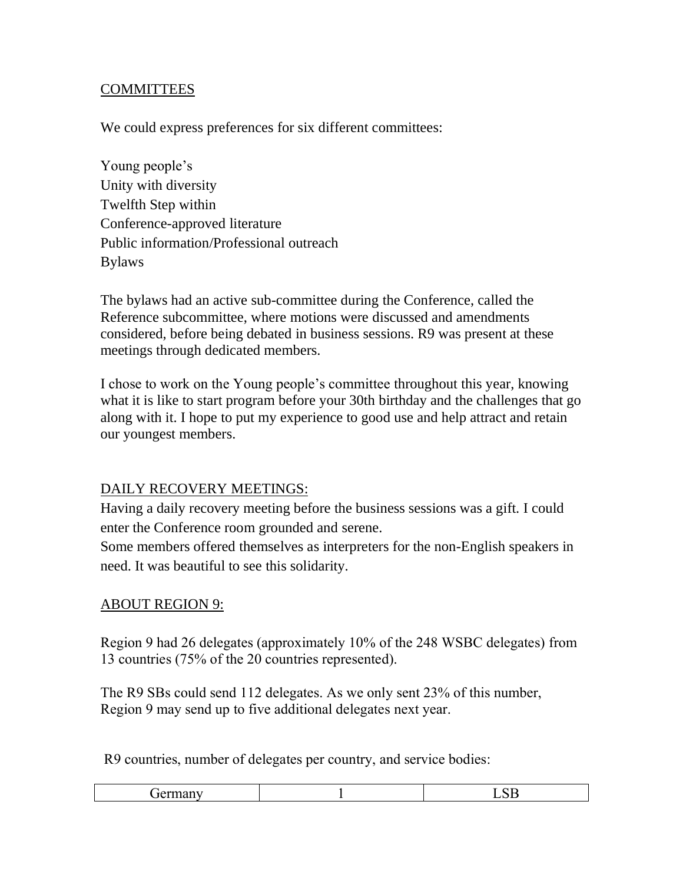<u>COMMITTEES</u>

We could express preferences for six different committees:

Young people's
Unity with diversity
Twelfth Step within
Conference-approved literature
Public information/Professional outreach
Bylaws

The bylaws had an active sub-committee during the Conference, called the Reference subcommittee, where motions were discussed and amendments considered, before being debated in business sessions. R9 was present at these meetings through dedicated members.

I chose to work on the Young people's committee throughout this year, knowing what it is like to start program before your 30th birthday and the challenges that go along with it. I hope to put my experience to good use and help attract and retain our youngest members.

<u>DAILY RECOVERY MEETINGS:</u>

Having a daily recovery meeting before the business sessions was a gift. I could enter the Conference room grounded and serene.
Some members offered themselves as interpreters for the non-English speakers in need. It was beautiful to see this solidarity.

<u>ABOUT REGION 9:</u>

Region 9 had 26 delegates (approximately 10% of the 248 WSBC delegates) from 13 countries (75% of the 20 countries represented).

The R9 SBs could send 112 delegates. As we only sent 23% of this number, Region 9 may send up to five additional delegates next year.

R9 countries, number of delegates per country, and service bodies:

| Germany | 1 | LSB |
| --- | --- | --- |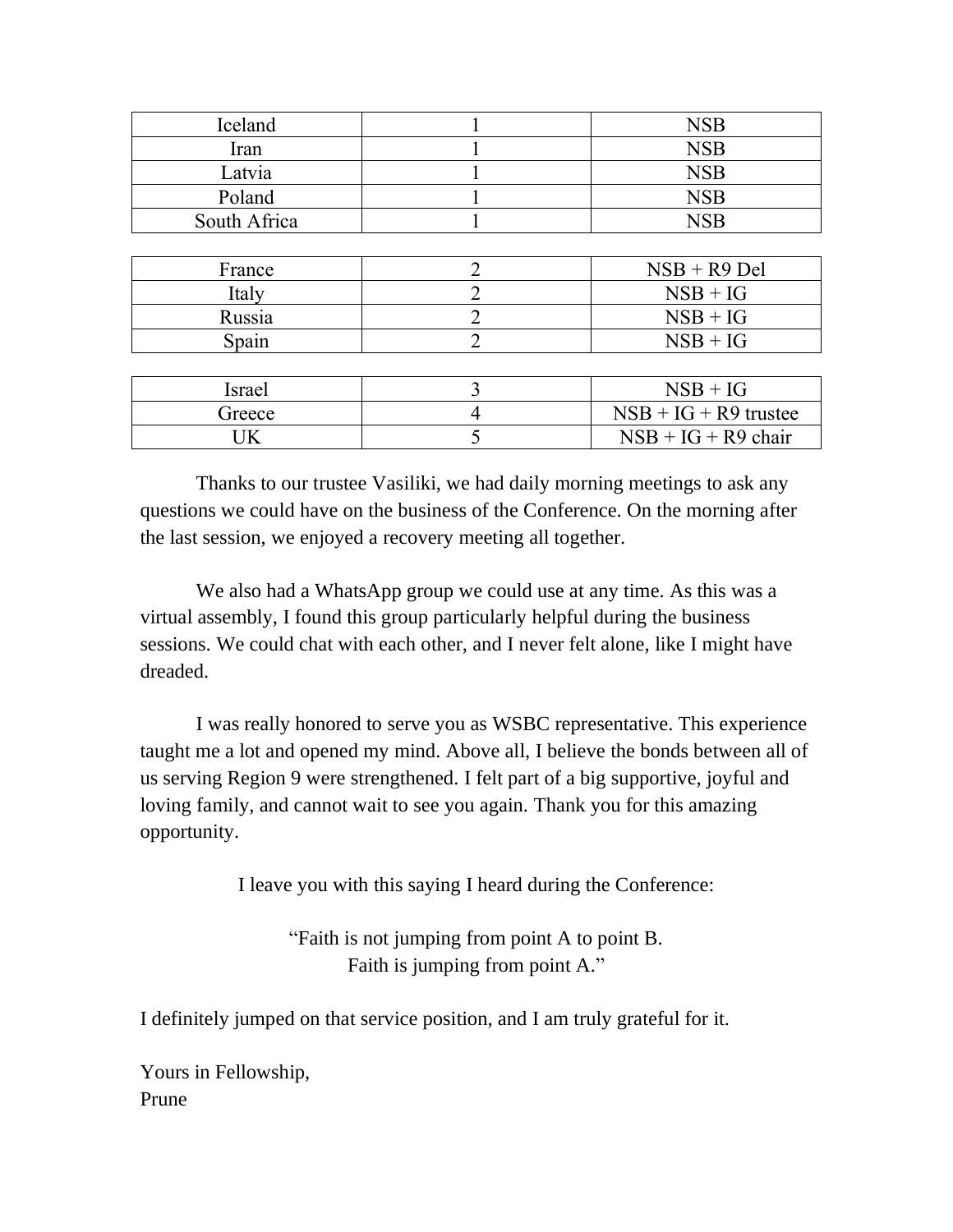| | | |
|---|---|---|
| Iceland | 1 | NSB |
| Iran | 1 | NSB |
| Latvia | 1 | NSB |
| Poland | 1 | NSB |
| South Africa | 1 | NSB |

| | | |
|---|---|---|
| France | 2 | NSB + R9 Del |
| Italy | 2 | NSB + IG |
| Russia | 2 | NSB + IG |
| Spain | 2 | NSB + IG |

| | | |
|---|---|---|
| Israel | 3 | NSB + IG |
| Greece | 4 | NSB + IG + R9 trustee |
| UK | 5 | NSB + IG + R9 chair |

Thanks to our trustee Vasiliki, we had daily morning meetings to ask any questions we could have on the business of the Conference. On the morning after the last session, we enjoyed a recovery meeting all together.

We also had a WhatsApp group we could use at any time. As this was a virtual assembly, I found this group particularly helpful during the business sessions. We could chat with each other, and I never felt alone, like I might have dreaded.

I was really honored to serve you as WSBC representative. This experience taught me a lot and opened my mind. Above all, I believe the bonds between all of us serving Region 9 were strengthened. I felt part of a big supportive, joyful and loving family, and cannot wait to see you again. Thank you for this amazing opportunity.

I leave you with this saying I heard during the Conference:

"Faith is not jumping from point A to point B.
Faith is jumping from point A."

I definitely jumped on that service position, and I am truly grateful for it.

Yours in Fellowship,
Prune